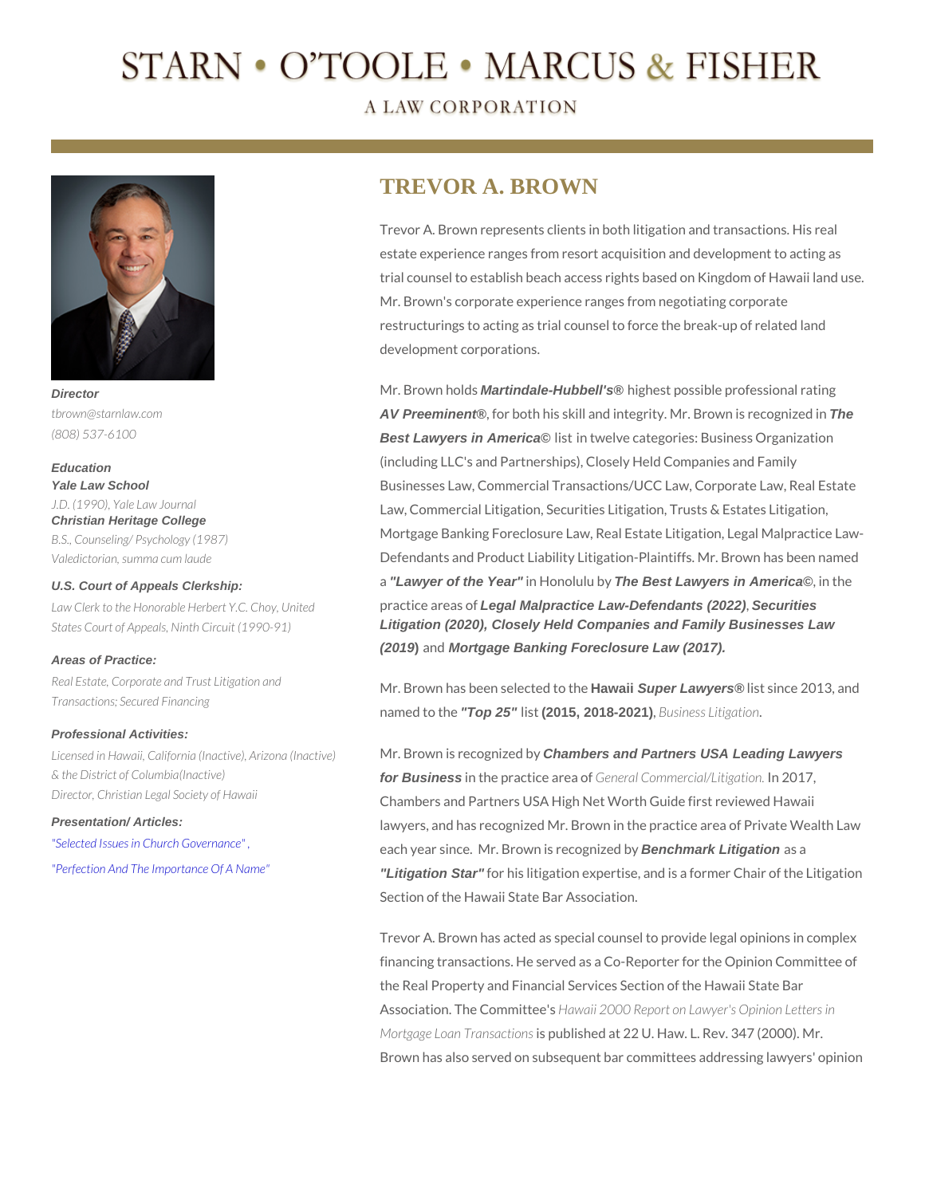# STARN • O'TOOLE • MARCUS & FISHER

A LAW CORPORATION

## TREVOR A. BROWN

**Director**
*tbrown@starnlaw.com*
*(808) 537-6100*

**Education**
**Yale Law School**
*J.D. (1990), Yale Law Journal*
**Christian Heritage College**
*B.S., Counseling/ Psychology (1987)*
*Valedictorian, summa cum laude*

**U.S. Court of Appeals Clerkship:**
*Law Clerk to the Honorable Herbert Y.C. Choy, United States Court of Appeals, Ninth Circuit (1990-91)*

**Areas of Practice:**
*Real Estate, Corporate and Trust Litigation and Transactions; Secured Financing*

**Professional Activities:**
*Licensed in Hawaii, California (Inactive), Arizona (Inactive) & the District of Columbia(Inactive)*
*Director, Christian Legal Society of Hawaii*

**Presentation/ Articles:**
*"Selected Issues in Church Governance"* ,
*"Perfection And The Importance Of A Name"*

Trevor A. Brown represents clients in both litigation and transactions. His real estate experience ranges from resort acquisition and development to acting as trial counsel to establish beach access rights based on Kingdom of Hawaii land use. Mr. Brown's corporate experience ranges from negotiating corporate restructurings to acting as trial counsel to force the break-up of related land development corporations.

Mr. Brown holds ***Martindale-Hubbell's®*** highest possible professional rating ***AV Preeminent®***, for both his skill and integrity. Mr. Brown is recognized in ***The Best Lawyers in America©*** list in twelve categories: Business Organization (including LLC's and Partnerships), Closely Held Companies and Family Businesses Law, Commercial Transactions/UCC Law, Corporate Law, Real Estate Law, Commercial Litigation, Securities Litigation, Trusts & Estates Litigation, Mortgage Banking Foreclosure Law, Real Estate Litigation, Legal Malpractice Law-Defendants and Product Liability Litigation-Plaintiffs. Mr. Brown has been named a ***"Lawyer of the Year"*** in Honolulu by ***The Best Lawyers in America©***, in the practice areas of ***Legal Malpractice Law-Defendants (2022)***, ***Securities Litigation (2020), Closely Held Companies and Family Businesses Law (2019)*** and ***Mortgage Banking Foreclosure Law (2017).***

Mr. Brown has been selected to the **Hawaii *Super Lawyers®*** list since 2013, and named to the ***"Top 25"*** list **(2015, 2018-2021)**, *Business Litigation*.

Mr. Brown is recognized by ***Chambers and Partners USA Leading Lawyers for Business*** in the practice area of *General Commercial/Litigation.* In 2017, Chambers and Partners USA High Net Worth Guide first reviewed Hawaii lawyers, and has recognized Mr. Brown in the practice area of Private Wealth Law each year since. Mr. Brown is recognized by ***Benchmark Litigation*** as a ***"Litigation Star"*** for his litigation expertise, and is a former Chair of the Litigation Section of the Hawaii State Bar Association.

Trevor A. Brown has acted as special counsel to provide legal opinions in complex financing transactions. He served as a Co-Reporter for the Opinion Committee of the Real Property and Financial Services Section of the Hawaii State Bar Association. The Committee's *Hawaii 2000 Report on Lawyer's Opinion Letters in Mortgage Loan Transactions* is published at 22 U. Haw. L. Rev. 347 (2000). Mr. Brown has also served on subsequent bar committees addressing lawyers' opinion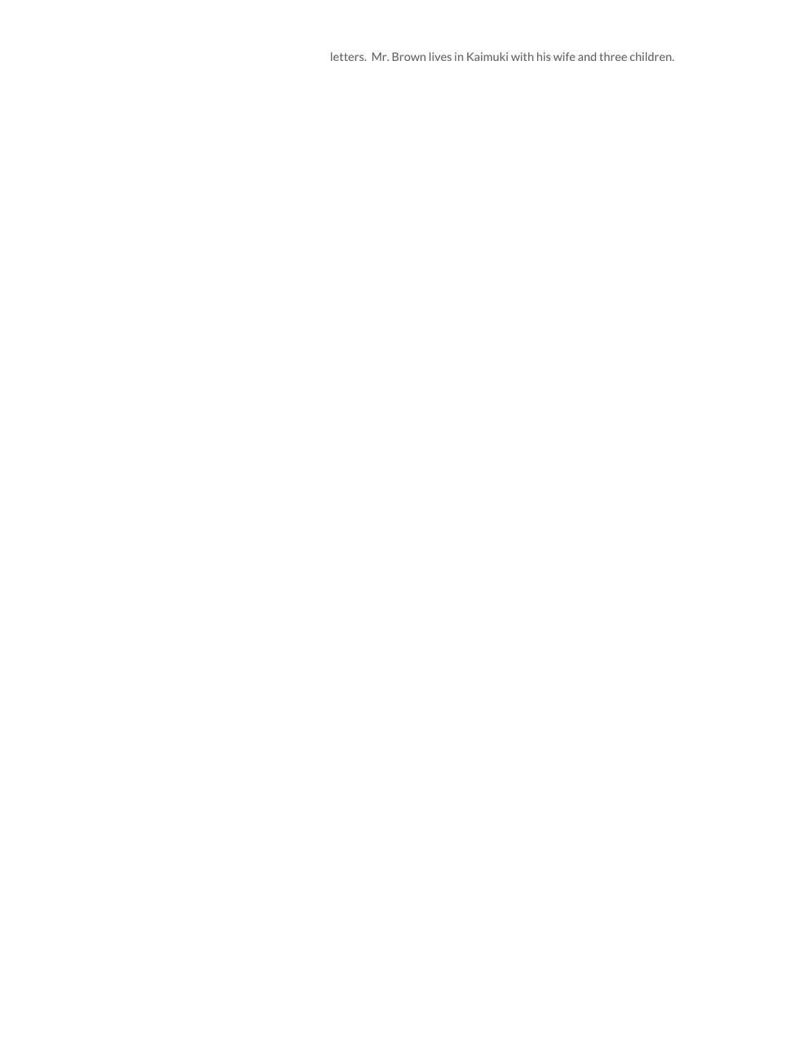letters. Mr. Brown lives in Kaimuki with his wife and three children.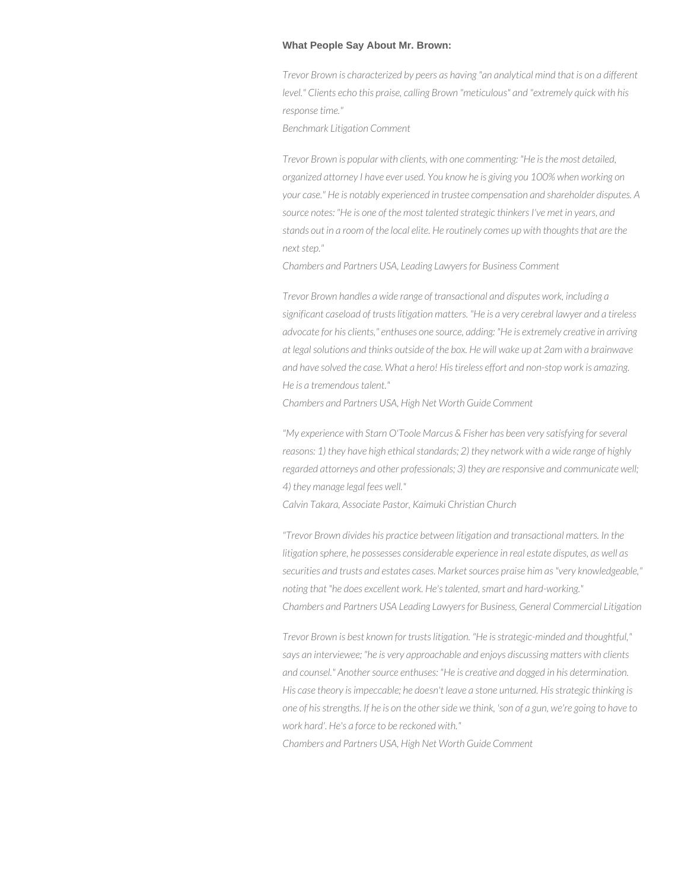### What People Say About Mr. Brown:

*Trevor Brown is characterized by peers as having "an analytical mind that is on a different level." Clients echo this praise, calling Brown "meticulous" and "extremely quick with his response time."*
*Benchmark Litigation Comment*

*Trevor Brown is popular with clients, with one commenting: "He is the most detailed, organized attorney I have ever used. You know he is giving you 100% when working on your case." He is notably experienced in trustee compensation and shareholder disputes. A source notes: "He is one of the most talented strategic thinkers I've met in years, and stands out in a room of the local elite. He routinely comes up with thoughts that are the next step."*
*Chambers and Partners USA, Leading Lawyers for Business Comment*

*Trevor Brown handles a wide range of transactional and disputes work, including a significant caseload of trusts litigation matters. "He is a very cerebral lawyer and a tireless advocate for his clients," enthuses one source, adding: "He is extremely creative in arriving at legal solutions and thinks outside of the box. He will wake up at 2am with a brainwave and have solved the case. What a hero! His tireless effort and non-stop work is amazing. He is a tremendous talent."*
*Chambers and Partners USA, High Net Worth Guide Comment*

*"My experience with Starn O'Toole Marcus & Fisher has been very satisfying for several reasons: 1) they have high ethical standards; 2) they network with a wide range of highly regarded attorneys and other professionals; 3) they are responsive and communicate well; 4) they manage legal fees well."*
*Calvin Takara, Associate Pastor, Kaimuki Christian Church*

*"Trevor Brown divides his practice between litigation and transactional matters. In the litigation sphere, he possesses considerable experience in real estate disputes, as well as securities and trusts and estates cases. Market sources praise him as "very knowledgeable," noting that "he does excellent work. He's talented, smart and hard-working."*
*Chambers and Partners USA Leading Lawyers for Business, General Commercial Litigation*

*Trevor Brown is best known for trusts litigation. "He is strategic-minded and thoughtful," says an interviewee; "he is very approachable and enjoys discussing matters with clients and counsel." Another source enthuses: "He is creative and dogged in his determination. His case theory is impeccable; he doesn't leave a stone unturned. His strategic thinking is one of his strengths. If he is on the other side we think, 'son of a gun, we're going to have to work hard'. He's a force to be reckoned with."*
*Chambers and Partners USA, High Net Worth Guide Comment*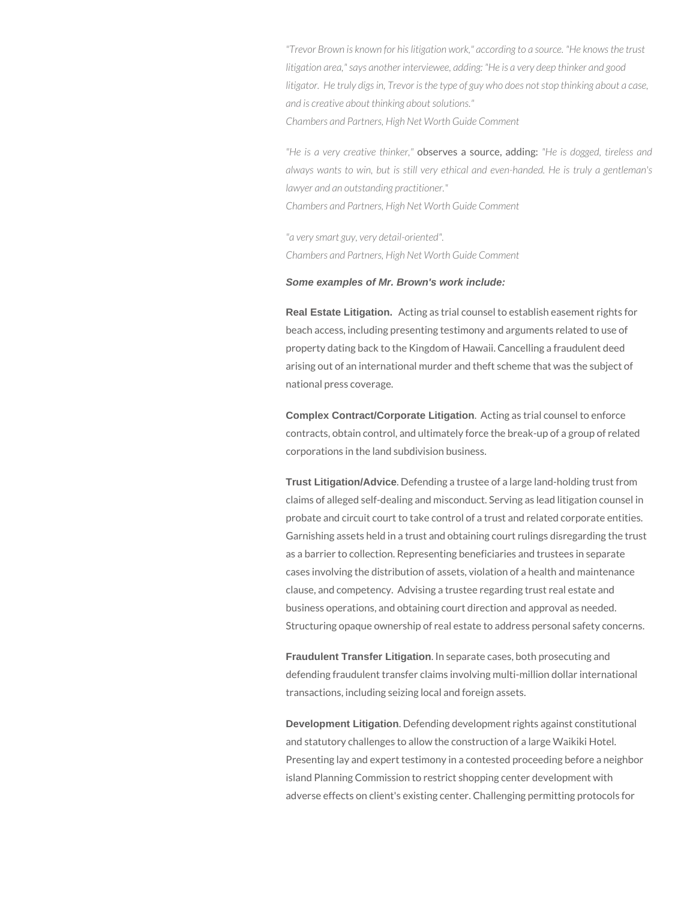*"Trevor Brown is known for his litigation work," according to a source. "He knows the trust litigation area," says another interviewee, adding: "He is a very deep thinker and good litigator. He truly digs in, Trevor is the type of guy who does not stop thinking about a case, and is creative about thinking about solutions."*
*Chambers and Partners, High Net Worth Guide Comment*

*"He is a very creative thinker,"* observes a source, adding: *"He is dogged, tireless and always wants to win, but is still very ethical and even-handed. He is truly a gentleman's lawyer and an outstanding practitioner."*
*Chambers and Partners, High Net Worth Guide Comment*

*"a very smart guy, very detail-oriented".*
*Chambers and Partners, High Net Worth Guide Comment*

***Some examples of Mr. Brown's work include:***

**Real Estate Litigation.** Acting as trial counsel to establish easement rights for beach access, including presenting testimony and arguments related to use of property dating back to the Kingdom of Hawaii. Cancelling a fraudulent deed arising out of an international murder and theft scheme that was the subject of national press coverage.

**Complex Contract/Corporate Litigation**. Acting as trial counsel to enforce contracts, obtain control, and ultimately force the break-up of a group of related corporations in the land subdivision business.

**Trust Litigation/Advice**. Defending a trustee of a large land-holding trust from claims of alleged self-dealing and misconduct. Serving as lead litigation counsel in probate and circuit court to take control of a trust and related corporate entities. Garnishing assets held in a trust and obtaining court rulings disregarding the trust as a barrier to collection. Representing beneficiaries and trustees in separate cases involving the distribution of assets, violation of a health and maintenance clause, and competency. Advising a trustee regarding trust real estate and business operations, and obtaining court direction and approval as needed. Structuring opaque ownership of real estate to address personal safety concerns.

**Fraudulent Transfer Litigation**. In separate cases, both prosecuting and defending fraudulent transfer claims involving multi-million dollar international transactions, including seizing local and foreign assets.

**Development Litigation**. Defending development rights against constitutional and statutory challenges to allow the construction of a large Waikiki Hotel. Presenting lay and expert testimony in a contested proceeding before a neighbor island Planning Commission to restrict shopping center development with adverse effects on client's existing center. Challenging permitting protocols for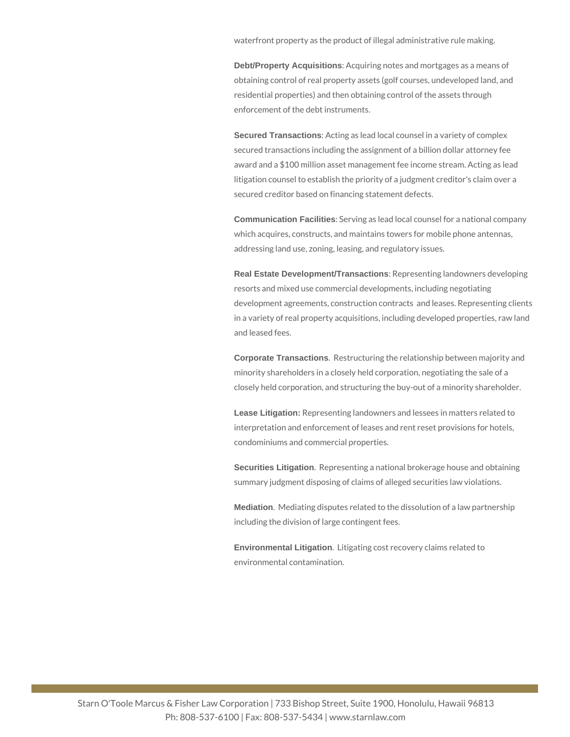waterfront property as the product of illegal administrative rule making.

**Debt/Property Acquisitions**: Acquiring notes and mortgages as a means of obtaining control of real property assets (golf courses, undeveloped land, and residential properties) and then obtaining control of the assets through enforcement of the debt instruments.

**Secured Transactions**: Acting as lead local counsel in a variety of complex secured transactions including the assignment of a billion dollar attorney fee award and a $100 million asset management fee income stream. Acting as lead litigation counsel to establish the priority of a judgment creditor's claim over a secured creditor based on financing statement defects.

**Communication Facilities**: Serving as lead local counsel for a national company which acquires, constructs, and maintains towers for mobile phone antennas, addressing land use, zoning, leasing, and regulatory issues.

**Real Estate Development/Transactions**: Representing landowners developing resorts and mixed use commercial developments, including negotiating development agreements, construction contracts and leases. Representing clients in a variety of real property acquisitions, including developed properties, raw land and leased fees.

**Corporate Transactions**. Restructuring the relationship between majority and minority shareholders in a closely held corporation, negotiating the sale of a closely held corporation, and structuring the buy-out of a minority shareholder.

**Lease Litigation:** Representing landowners and lessees in matters related to interpretation and enforcement of leases and rent reset provisions for hotels, condominiums and commercial properties.

**Securities Litigation**. Representing a national brokerage house and obtaining summary judgment disposing of claims of alleged securities law violations.

**Mediation**. Mediating disputes related to the dissolution of a law partnership including the division of large contingent fees.

**Environmental Litigation**. Litigating cost recovery claims related to environmental contamination.